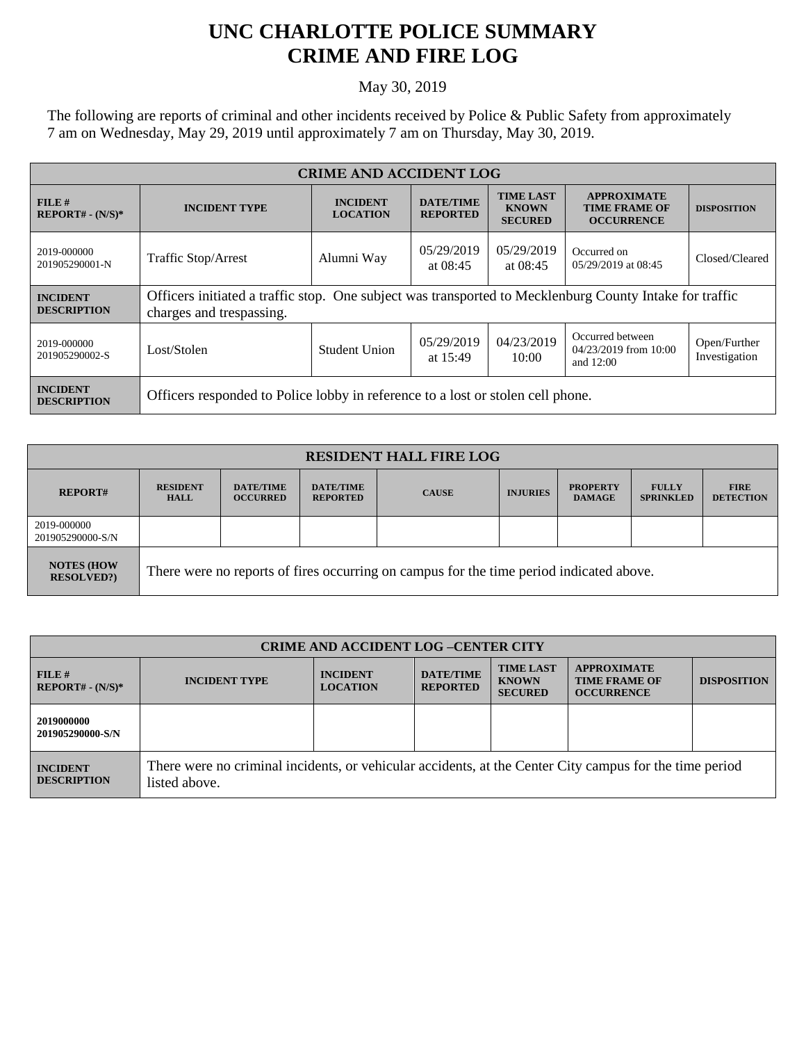# UNC CHARLOTTE POLICE SUMMARY
# CRIME AND FIRE LOG

May 30, 2019

The following are reports of criminal and other incidents received by Police & Public Safety from approximately 7 am on Wednesday, May 29, 2019 until approximately 7 am on Thursday, May 30, 2019.

| CRIME AND ACCIDENT LOG | | | | | | |
|---|---|---|---|---|---|---|
| **FILE # REPORT# - (N/S)*** | **INCIDENT TYPE** | **INCIDENT LOCATION** | **DATE/TIME REPORTED** | **TIME LAST KNOWN SECURED** | **APPROXIMATE TIME FRAME OF OCCURRENCE** | **DISPOSITION** |
| 2019-000000 201905290001-N | Traffic Stop/Arrest | Alumni Way | 05/29/2019 at 08:45 | 05/29/2019 at 08:45 | Occurred on 05/29/2019 at 08:45 | Closed/Cleared |
| **INCIDENT DESCRIPTION** | Officers initiated a traffic stop. One subject was transported to Mecklenburg County Intake for traffic charges and trespassing. | | | | | |
| 2019-000000 201905290002-S | Lost/Stolen | Student Union | 05/29/2019 at 15:49 | 04/23/2019 10:00 | Occurred between 04/23/2019 from 10:00 and 12:00 | Open/Further Investigation |
| **INCIDENT DESCRIPTION** | Officers responded to Police lobby in reference to a lost or stolen cell phone. | | | | | |

| RESIDENT HALL FIRE LOG | | | | | | | | |
|---|---|---|---|---|---|---|---|---|
| **REPORT#** | **RESIDENT HALL** | **DATE/TIME OCCURRED** | **DATE/TIME REPORTED** | **CAUSE** | **INJURIES** | **PROPERTY DAMAGE** | **FULLY SPRINKLED** | **FIRE DETECTION** |
| 2019-000000 201905290000-S/N | | | | | | | | |
| **NOTES (HOW RESOLVED?)** | There were no reports of fires occurring on campus for the time period indicated above. | | | | | | | |

| CRIME AND ACCIDENT LOG –CENTER CITY | | | | | | |
|---|---|---|---|---|---|---|
| **FILE # REPORT# - (N/S)*** | **INCIDENT TYPE** | **INCIDENT LOCATION** | **DATE/TIME REPORTED** | **TIME LAST KNOWN SECURED** | **APPROXIMATE TIME FRAME OF OCCURRENCE** | **DISPOSITION** |
| **2019000000 201905290000-S/N** | | | | | | |
| **INCIDENT DESCRIPTION** | There were no criminal incidents, or vehicular accidents, at the Center City campus for the time period listed above. | | | | | |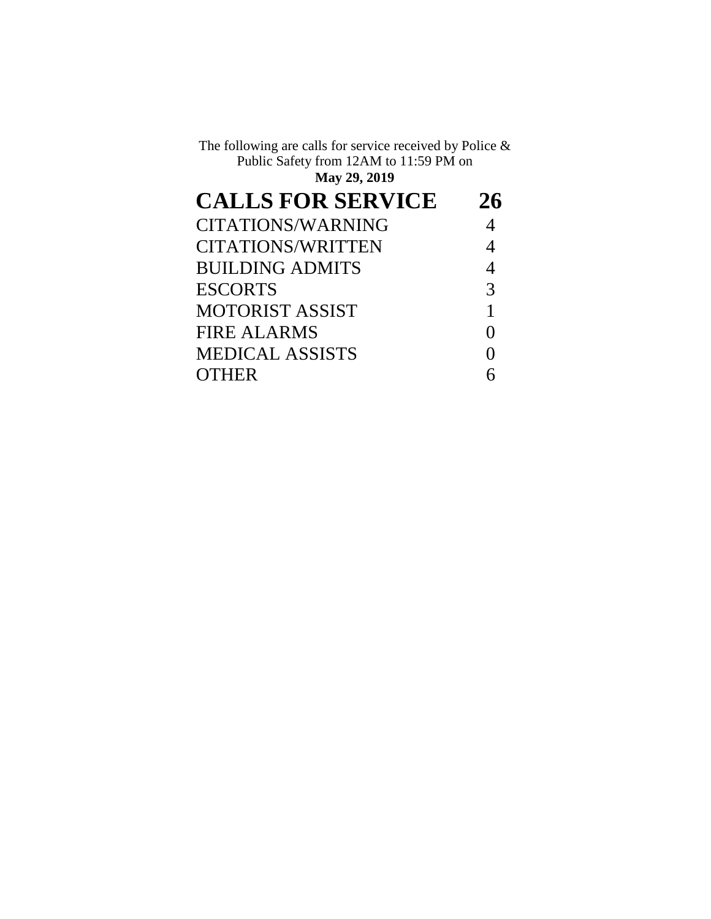The following are calls for service received by Police & Public Safety from 12AM to 11:59 PM on

**May 29, 2019**

| | |
|---|---|
| **CALLS FOR SERVICE** | **26** |
| CITATIONS/WARNING | 4 |
| CITATIONS/WRITTEN | 4 |
| BUILDING ADMITS | 4 |
| ESCORTS | 3 |
| MOTORIST ASSIST | 1 |
| FIRE ALARMS | 0 |
| MEDICAL ASSISTS | 0 |
| OTHER | 6 |